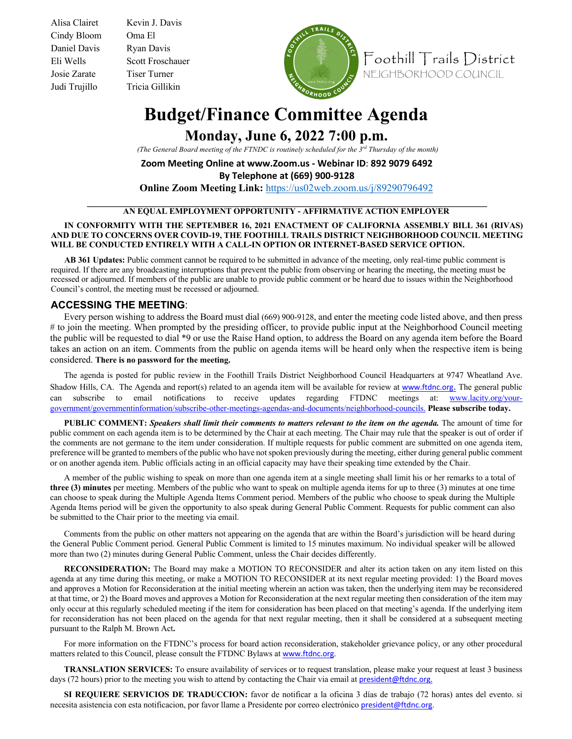Alisa Clairet
Cindy Bloom
Daniel Davis
Eli Wells
Josie Zarate
Judi Trujillo

Kevin J. Davis
Oma El
Ryan Davis
Scott Froschauer
Tiser Turner
Tricia Gillikin

Foothill Trails District
NEIGHBORHOOD COUNCIL

# Budget/Finance Committee Agenda

## Monday, June 6, 2022 7:00 p.m.

*(The General Board meeting of the FTNDC is routinely scheduled for the 3rd Thursday of the month)*

**Zoom Meeting Online at www.Zoom.us - Webinar ID: 892 9079 6492**
**By Telephone at (669) 900-9128**
**Online Zoom Meeting Link:** https://us02web.zoom.us/j/89290796492

---

**AN EQUAL EMPLOYMENT OPPORTUNITY - AFFIRMATIVE ACTION EMPLOYER**

**IN CONFORMITY WITH THE SEPTEMBER 16, 2021 ENACTMENT OF CALIFORNIA ASSEMBLY BILL 361 (RIVAS) AND DUE TO CONCERNS OVER COVID-19, THE FOOTHILL TRAILS DISTRICT NEIGHBORHOOD COUNCIL MEETING WILL BE CONDUCTED ENTIRELY WITH A CALL-IN OPTION OR INTERNET-BASED SERVICE OPTION.**

**AB 361 Updates:** Public comment cannot be required to be submitted in advance of the meeting, only real-time public comment is required. If there are any broadcasting interruptions that prevent the public from observing or hearing the meeting, the meeting must be recessed or adjourned. If members of the public are unable to provide public comment or be heard due to issues within the Neighborhood Council's control, the meeting must be recessed or adjourned.

### ACCESSING THE MEETING:

Every person wishing to address the Board must dial (669) 900-9128, and enter the meeting code listed above, and then press # to join the meeting. When prompted by the presiding officer, to provide public input at the Neighborhood Council meeting the public will be requested to dial *9 or use the Raise Hand option, to address the Board on any agenda item before the Board takes an action on an item. Comments from the public on agenda items will be heard only when the respective item is being considered. **There is no password for the meeting.**

The agenda is posted for public review in the Foothill Trails District Neighborhood Council Headquarters at 9747 Wheatland Ave. Shadow Hills, CA. The Agenda and report(s) related to an agenda item will be available for review at www.ftdnc.org. The general public can subscribe to email notifications to receive updates regarding FTDNC meetings at: www.lacity.org/your-government/governmentinformation/subscribe-other-meetings-agendas-and-documents/neighborhood-councils. **Please subscribe today.**

**PUBLIC COMMENT:** ***Speakers shall limit their comments to matters relevant to the item on the agenda.*** The amount of time for public comment on each agenda item is to be determined by the Chair at each meeting. The Chair may rule that the speaker is out of order if the comments are not germane to the item under consideration. If multiple requests for public comment are submitted on one agenda item, preference will be granted to members of the public who have not spoken previously during the meeting, either during general public comment or on another agenda item. Public officials acting in an official capacity may have their speaking time extended by the Chair.

A member of the public wishing to speak on more than one agenda item at a single meeting shall limit his or her remarks to a total of **three (3) minutes** per meeting. Members of the public who want to speak on multiple agenda items for up to three (3) minutes at one time can choose to speak during the Multiple Agenda Items Comment period. Members of the public who choose to speak during the Multiple Agenda Items period will be given the opportunity to also speak during General Public Comment. Requests for public comment can also be submitted to the Chair prior to the meeting via email.

Comments from the public on other matters not appearing on the agenda that are within the Board's jurisdiction will be heard during the General Public Comment period. General Public Comment is limited to 15 minutes maximum. No individual speaker will be allowed more than two (2) minutes during General Public Comment, unless the Chair decides differently.

**RECONSIDERATION:** The Board may make a MOTION TO RECONSIDER and alter its action taken on any item listed on this agenda at any time during this meeting, or make a MOTION TO RECONSIDER at its next regular meeting provided: 1) the Board moves and approves a Motion for Reconsideration at the initial meeting wherein an action was taken, then the underlying item may be reconsidered at that time, or 2) the Board moves and approves a Motion for Reconsideration at the next regular meeting then consideration of the item may only occur at this regularly scheduled meeting if the item for consideration has been placed on that meeting's agenda. If the underlying item for reconsideration has not been placed on the agenda for that next regular meeting, then it shall be considered at a subsequent meeting pursuant to the Ralph M. Brown Act**.**

For more information on the FTDNC's process for board action reconsideration, stakeholder grievance policy, or any other procedural matters related to this Council, please consult the FTDNC Bylaws at www.ftdnc.org.

**TRANSLATION SERVICES:** To ensure availability of services or to request translation, please make your request at least 3 business days (72 hours) prior to the meeting you wish to attend by contacting the Chair via email at president@ftdnc.org.

**SI REQUIERE SERVICIOS DE TRADUCCION:** favor de notificar a la oficina 3 días de trabajo (72 horas) antes del evento. si necesita asistencia con esta notificacion, por favor llame a Presidente por correo electrónico president@ftdnc.org.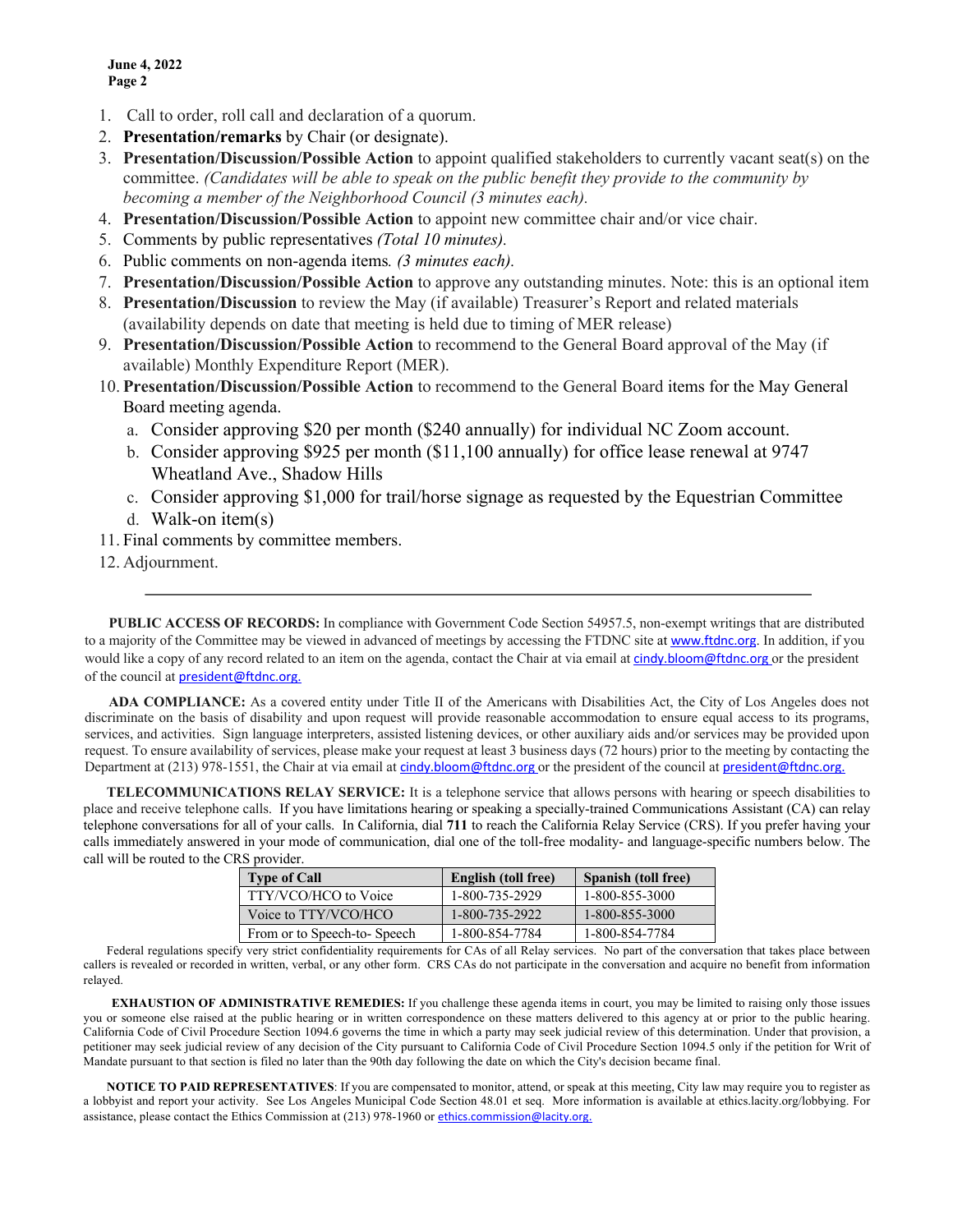1. Call to order, roll call and declaration of a quorum.
2. **Presentation/remarks** by Chair (or designate).
3. **Presentation/Discussion/Possible Action** to appoint qualified stakeholders to currently vacant seat(s) on the committee. *(Candidates will be able to speak on the public benefit they provide to the community by becoming a member of the Neighborhood Council (3 minutes each).*
4. **Presentation/Discussion/Possible Action** to appoint new committee chair and/or vice chair.
5. Comments by public representatives *(Total 10 minutes).*
6. Public comments on non-agenda items*. (3 minutes each).*
7. **Presentation/Discussion/Possible Action** to approve any outstanding minutes. Note: this is an optional item
8. **Presentation/Discussion** to review the May (if available) Treasurer's Report and related materials (availability depends on date that meeting is held due to timing of MER release)
9. **Presentation/Discussion/Possible Action** to recommend to the General Board approval of the May (if available) Monthly Expenditure Report (MER).
10. **Presentation/Discussion/Possible Action** to recommend to the General Board items for the May General Board meeting agenda.
    a. Consider approving $20 per month ($240 annually) for individual NC Zoom account.
    b. Consider approving $925 per month ($11,100 annually) for office lease renewal at 9747 Wheatland Ave., Shadow Hills
    c. Consider approving $1,000 for trail/horse signage as requested by the Equestrian Committee
    d. Walk-on item(s)
11. Final comments by committee members.
12. Adjournment.

---

**PUBLIC ACCESS OF RECORDS:** In compliance with Government Code Section 54957.5, non-exempt writings that are distributed to a majority of the Committee may be viewed in advanced of meetings by accessing the FTDNC site at www.ftdnc.org. In addition, if you would like a copy of any record related to an item on the agenda, contact the Chair at via email at cindy.bloom@ftdnc.org or the president of the council at president@ftdnc.org.

**ADA COMPLIANCE:** As a covered entity under Title II of the Americans with Disabilities Act, the City of Los Angeles does not discriminate on the basis of disability and upon request will provide reasonable accommodation to ensure equal access to its programs, services, and activities. Sign language interpreters, assisted listening devices, or other auxiliary aids and/or services may be provided upon request. To ensure availability of services, please make your request at least 3 business days (72 hours) prior to the meeting by contacting the Department at (213) 978-1551, the Chair at via email at cindy.bloom@ftdnc.org or the president of the council at president@ftdnc.org.

**TELECOMMUNICATIONS RELAY SERVICE:** It is a telephone service that allows persons with hearing or speech disabilities to place and receive telephone calls. If you have limitations hearing or speaking a specially-trained Communications Assistant (CA) can relay telephone conversations for all of your calls. In California, dial **711** to reach the California Relay Service (CRS). If you prefer having your calls immediately answered in your mode of communication, dial one of the toll-free modality- and language-specific numbers below. The call will be routed to the CRS provider.

| Type of Call | English (toll free) | Spanish (toll free) |
|---|---|---|
| TTY/VCO/HCO to Voice | 1-800-735-2929 | 1-800-855-3000 |
| Voice to TTY/VCO/HCO | 1-800-735-2922 | 1-800-855-3000 |
| From or to Speech-to- Speech | 1-800-854-7784 | 1-800-854-7784 |

Federal regulations specify very strict confidentiality requirements for CAs of all Relay services. No part of the conversation that takes place between callers is revealed or recorded in written, verbal, or any other form. CRS CAs do not participate in the conversation and acquire no benefit from information relayed.

**EXHAUSTION OF ADMINISTRATIVE REMEDIES:** If you challenge these agenda items in court, you may be limited to raising only those issues you or someone else raised at the public hearing or in written correspondence on these matters delivered to this agency at or prior to the public hearing. California Code of Civil Procedure Section 1094.6 governs the time in which a party may seek judicial review of this determination. Under that provision, a petitioner may seek judicial review of any decision of the City pursuant to California Code of Civil Procedure Section 1094.5 only if the petition for Writ of Mandate pursuant to that section is filed no later than the 90th day following the date on which the City's decision became final.

**NOTICE TO PAID REPRESENTATIVES**: If you are compensated to monitor, attend, or speak at this meeting, City law may require you to register as a lobbyist and report your activity. See Los Angeles Municipal Code Section 48.01 et seq. More information is available at ethics.lacity.org/lobbying. For assistance, please contact the Ethics Commission at (213) 978-1960 or ethics.commission@lacity.org.